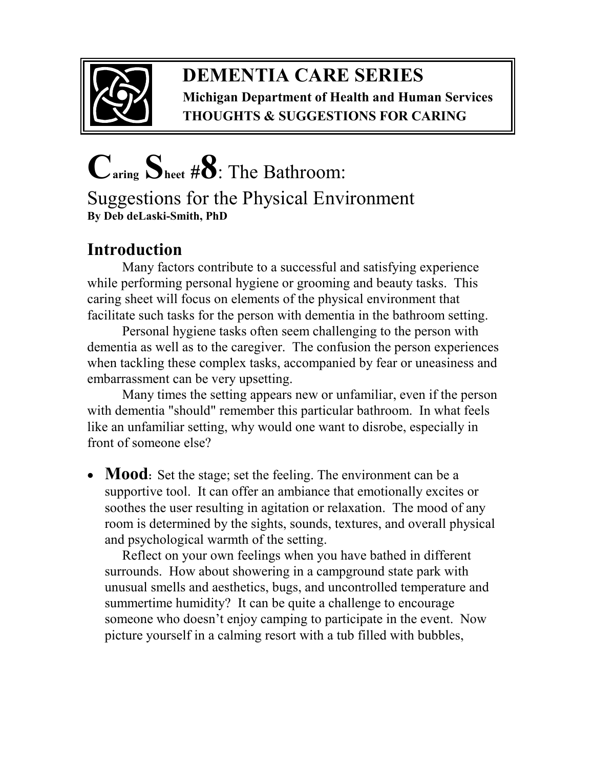# DEMENTIA CARE SERIES

**Michigan Department of Health and Human Services**
**THOUGHTS & SUGGESTIONS FOR CARING**

# Caring Sheet #8: The Bathroom: Suggestions for the Physical Environment

**By Deb deLaski-Smith, PhD**

## Introduction

Many factors contribute to a successful and satisfying experience while performing personal hygiene or grooming and beauty tasks. This caring sheet will focus on elements of the physical environment that facilitate such tasks for the person with dementia in the bathroom setting.

Personal hygiene tasks often seem challenging to the person with dementia as well as to the caregiver. The confusion the person experiences when tackling these complex tasks, accompanied by fear or uneasiness and embarrassment can be very upsetting.

Many times the setting appears new or unfamiliar, even if the person with dementia "should" remember this particular bathroom. In what feels like an unfamiliar setting, why would one want to disrobe, especially in front of someone else?

- **Mood**: Set the stage; set the feeling. The environment can be a supportive tool. It can offer an ambiance that emotionally excites or soothes the user resulting in agitation or relaxation. The mood of any room is determined by the sights, sounds, textures, and overall physical and psychological warmth of the setting.

  Reflect on your own feelings when you have bathed in different surrounds. How about showering in a campground state park with unusual smells and aesthetics, bugs, and uncontrolled temperature and summertime humidity? It can be quite a challenge to encourage someone who doesn't enjoy camping to participate in the event. Now picture yourself in a calming resort with a tub filled with bubbles,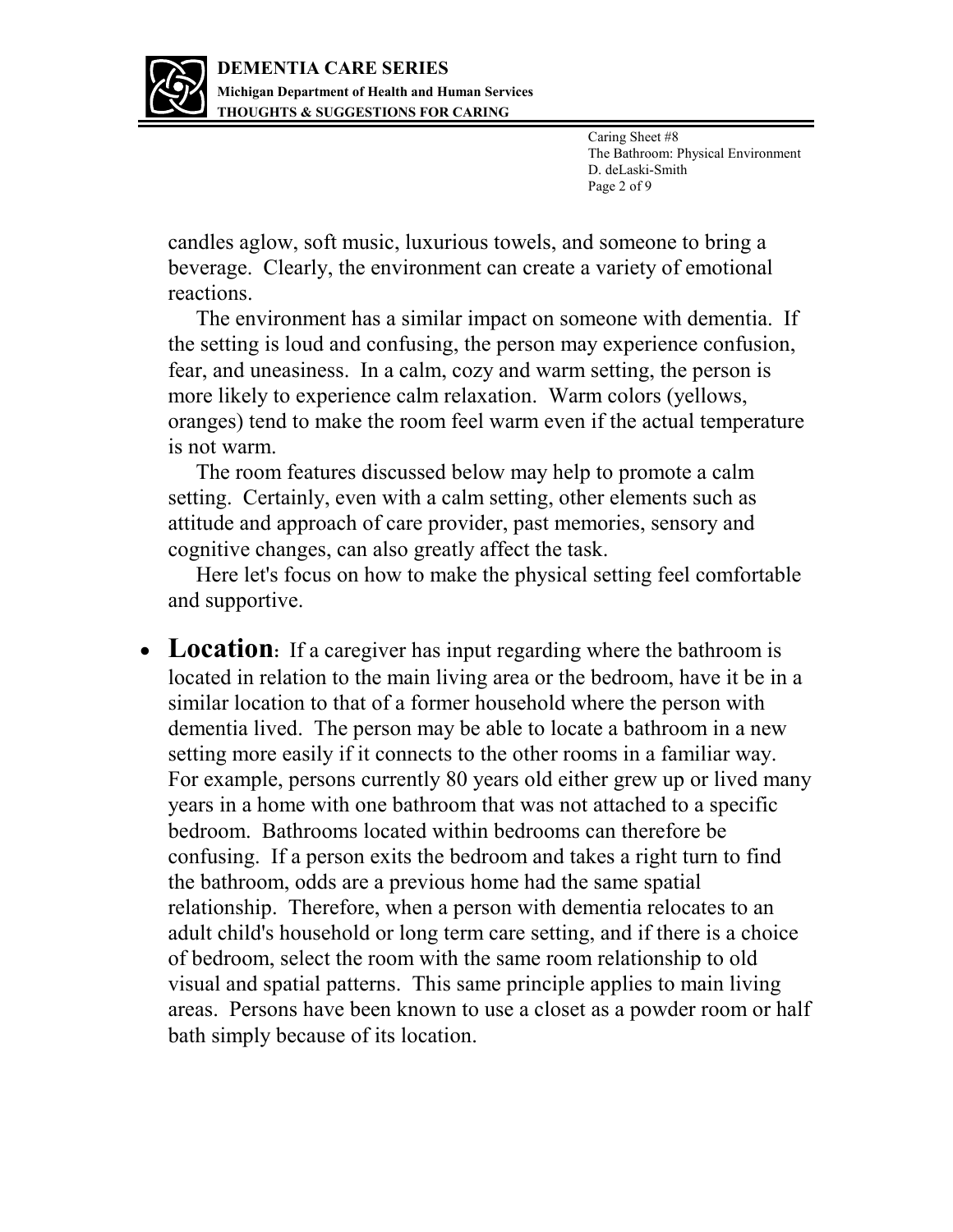candles aglow, soft music, luxurious towels, and someone to bring a beverage. Clearly, the environment can create a variety of emotional reactions.

The environment has a similar impact on someone with dementia. If the setting is loud and confusing, the person may experience confusion, fear, and uneasiness. In a calm, cozy and warm setting, the person is more likely to experience calm relaxation. Warm colors (yellows, oranges) tend to make the room feel warm even if the actual temperature is not warm.

The room features discussed below may help to promote a calm setting. Certainly, even with a calm setting, other elements such as attitude and approach of care provider, past memories, sensory and cognitive changes, can also greatly affect the task.

Here let's focus on how to make the physical setting feel comfortable and supportive.

- **Location:** If a caregiver has input regarding where the bathroom is located in relation to the main living area or the bedroom, have it be in a similar location to that of a former household where the person with dementia lived. The person may be able to locate a bathroom in a new setting more easily if it connects to the other rooms in a familiar way. For example, persons currently 80 years old either grew up or lived many years in a home with one bathroom that was not attached to a specific bedroom. Bathrooms located within bedrooms can therefore be confusing. If a person exits the bedroom and takes a right turn to find the bathroom, odds are a previous home had the same spatial relationship. Therefore, when a person with dementia relocates to an adult child's household or long term care setting, and if there is a choice of bedroom, select the room with the same room relationship to old visual and spatial patterns. This same principle applies to main living areas. Persons have been known to use a closet as a powder room or half bath simply because of its location.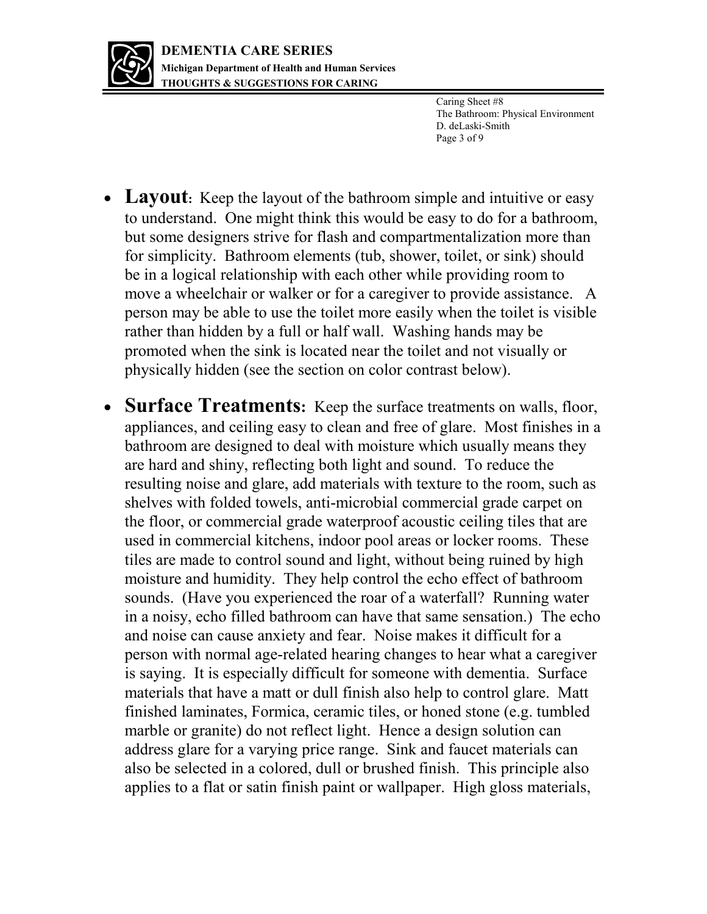- **Layout:** Keep the layout of the bathroom simple and intuitive or easy to understand. One might think this would be easy to do for a bathroom, but some designers strive for flash and compartmentalization more than for simplicity. Bathroom elements (tub, shower, toilet, or sink) should be in a logical relationship with each other while providing room to move a wheelchair or walker or for a caregiver to provide assistance. A person may be able to use the toilet more easily when the toilet is visible rather than hidden by a full or half wall. Washing hands may be promoted when the sink is located near the toilet and not visually or physically hidden (see the section on color contrast below).

- **Surface Treatments:** Keep the surface treatments on walls, floor, appliances, and ceiling easy to clean and free of glare. Most finishes in a bathroom are designed to deal with moisture which usually means they are hard and shiny, reflecting both light and sound. To reduce the resulting noise and glare, add materials with texture to the room, such as shelves with folded towels, anti-microbial commercial grade carpet on the floor, or commercial grade waterproof acoustic ceiling tiles that are used in commercial kitchens, indoor pool areas or locker rooms. These tiles are made to control sound and light, without being ruined by high moisture and humidity. They help control the echo effect of bathroom sounds. (Have you experienced the roar of a waterfall? Running water in a noisy, echo filled bathroom can have that same sensation.) The echo and noise can cause anxiety and fear. Noise makes it difficult for a person with normal age-related hearing changes to hear what a caregiver is saying. It is especially difficult for someone with dementia. Surface materials that have a matt or dull finish also help to control glare. Matt finished laminates, Formica, ceramic tiles, or honed stone (e.g. tumbled marble or granite) do not reflect light. Hence a design solution can address glare for a varying price range. Sink and faucet materials can also be selected in a colored, dull or brushed finish. This principle also applies to a flat or satin finish paint or wallpaper. High gloss materials,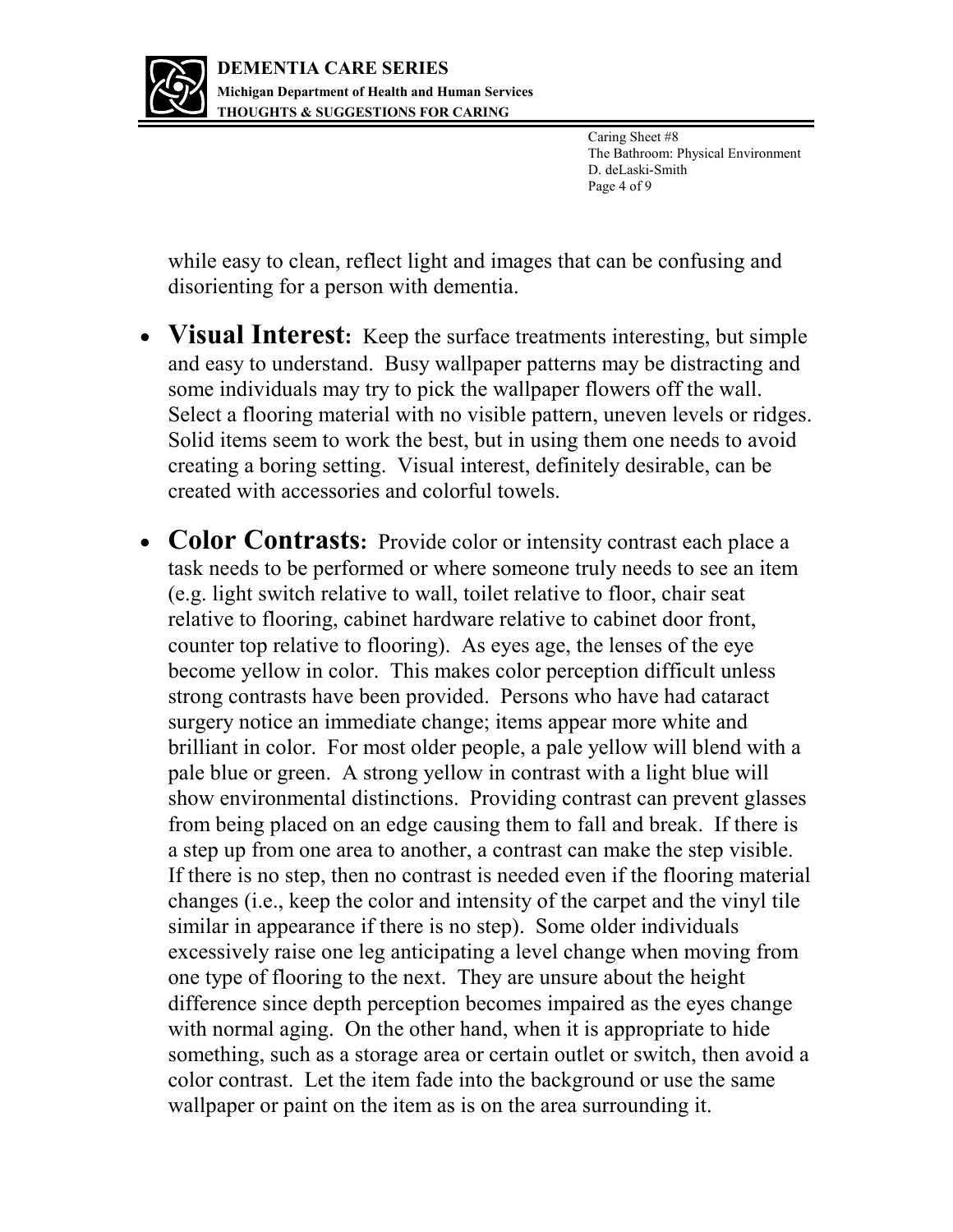while easy to clean, reflect light and images that can be confusing and disorienting for a person with dementia.

- **Visual Interest:** Keep the surface treatments interesting, but simple and easy to understand. Busy wallpaper patterns may be distracting and some individuals may try to pick the wallpaper flowers off the wall. Select a flooring material with no visible pattern, uneven levels or ridges. Solid items seem to work the best, but in using them one needs to avoid creating a boring setting. Visual interest, definitely desirable, can be created with accessories and colorful towels.

- **Color Contrasts:** Provide color or intensity contrast each place a task needs to be performed or where someone truly needs to see an item (e.g. light switch relative to wall, toilet relative to floor, chair seat relative to flooring, cabinet hardware relative to cabinet door front, counter top relative to flooring). As eyes age, the lenses of the eye become yellow in color. This makes color perception difficult unless strong contrasts have been provided. Persons who have had cataract surgery notice an immediate change; items appear more white and brilliant in color. For most older people, a pale yellow will blend with a pale blue or green. A strong yellow in contrast with a light blue will show environmental distinctions. Providing contrast can prevent glasses from being placed on an edge causing them to fall and break. If there is a step up from one area to another, a contrast can make the step visible. If there is no step, then no contrast is needed even if the flooring material changes (i.e., keep the color and intensity of the carpet and the vinyl tile similar in appearance if there is no step). Some older individuals excessively raise one leg anticipating a level change when moving from one type of flooring to the next. They are unsure about the height difference since depth perception becomes impaired as the eyes change with normal aging. On the other hand, when it is appropriate to hide something, such as a storage area or certain outlet or switch, then avoid a color contrast. Let the item fade into the background or use the same wallpaper or paint on the item as is on the area surrounding it.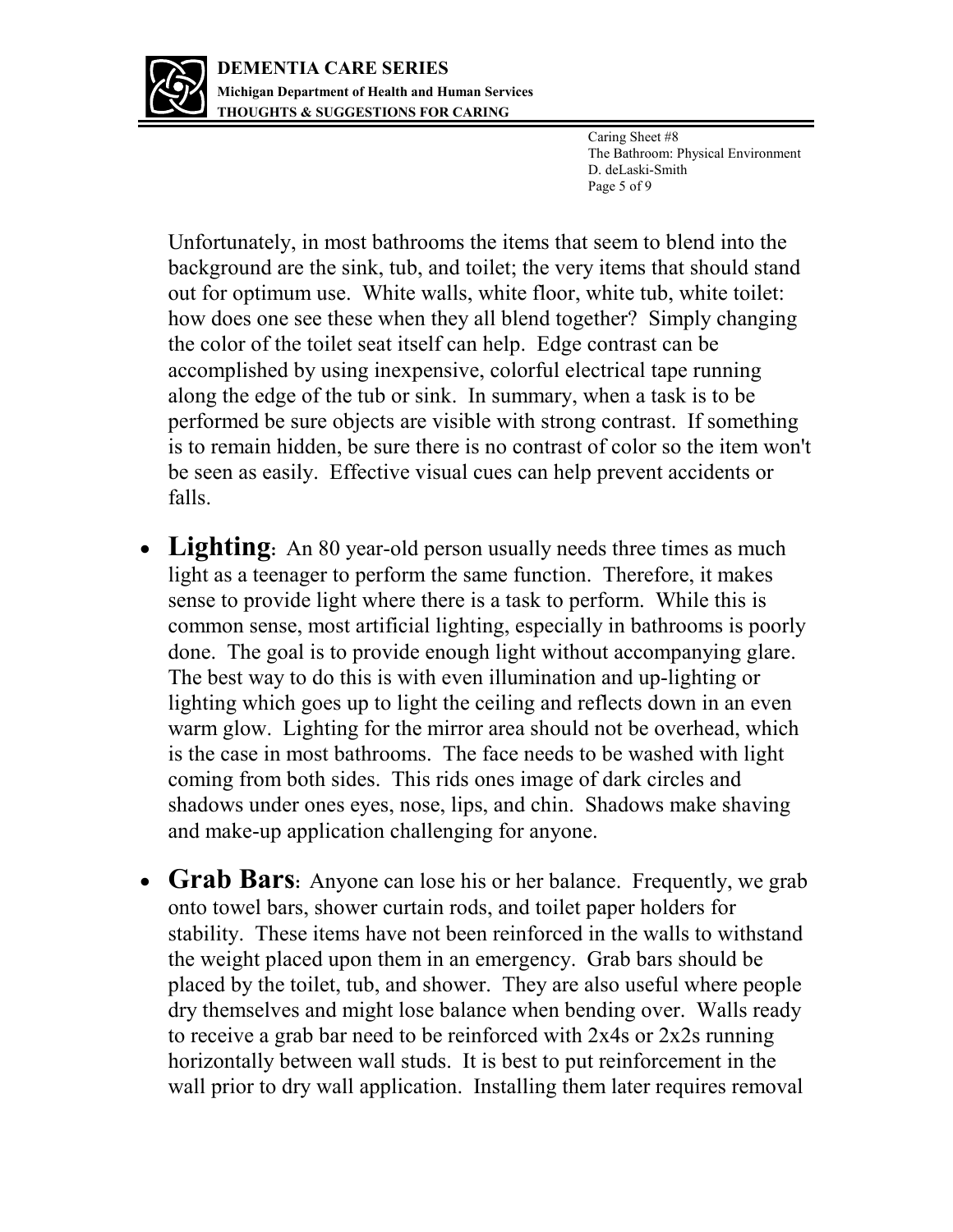Unfortunately, in most bathrooms the items that seem to blend into the background are the sink, tub, and toilet; the very items that should stand out for optimum use. White walls, white floor, white tub, white toilet: how does one see these when they all blend together? Simply changing the color of the toilet seat itself can help. Edge contrast can be accomplished by using inexpensive, colorful electrical tape running along the edge of the tub or sink. In summary, when a task is to be performed be sure objects are visible with strong contrast. If something is to remain hidden, be sure there is no contrast of color so the item won't be seen as easily. Effective visual cues can help prevent accidents or falls.

- **Lighting:** An 80 year-old person usually needs three times as much light as a teenager to perform the same function. Therefore, it makes sense to provide light where there is a task to perform. While this is common sense, most artificial lighting, especially in bathrooms is poorly done. The goal is to provide enough light without accompanying glare. The best way to do this is with even illumination and up-lighting or lighting which goes up to light the ceiling and reflects down in an even warm glow. Lighting for the mirror area should not be overhead, which is the case in most bathrooms. The face needs to be washed with light coming from both sides. This rids ones image of dark circles and shadows under ones eyes, nose, lips, and chin. Shadows make shaving and make-up application challenging for anyone.

- **Grab Bars:** Anyone can lose his or her balance. Frequently, we grab onto towel bars, shower curtain rods, and toilet paper holders for stability. These items have not been reinforced in the walls to withstand the weight placed upon them in an emergency. Grab bars should be placed by the toilet, tub, and shower. They are also useful where people dry themselves and might lose balance when bending over. Walls ready to receive a grab bar need to be reinforced with 2x4s or 2x2s running horizontally between wall studs. It is best to put reinforcement in the wall prior to dry wall application. Installing them later requires removal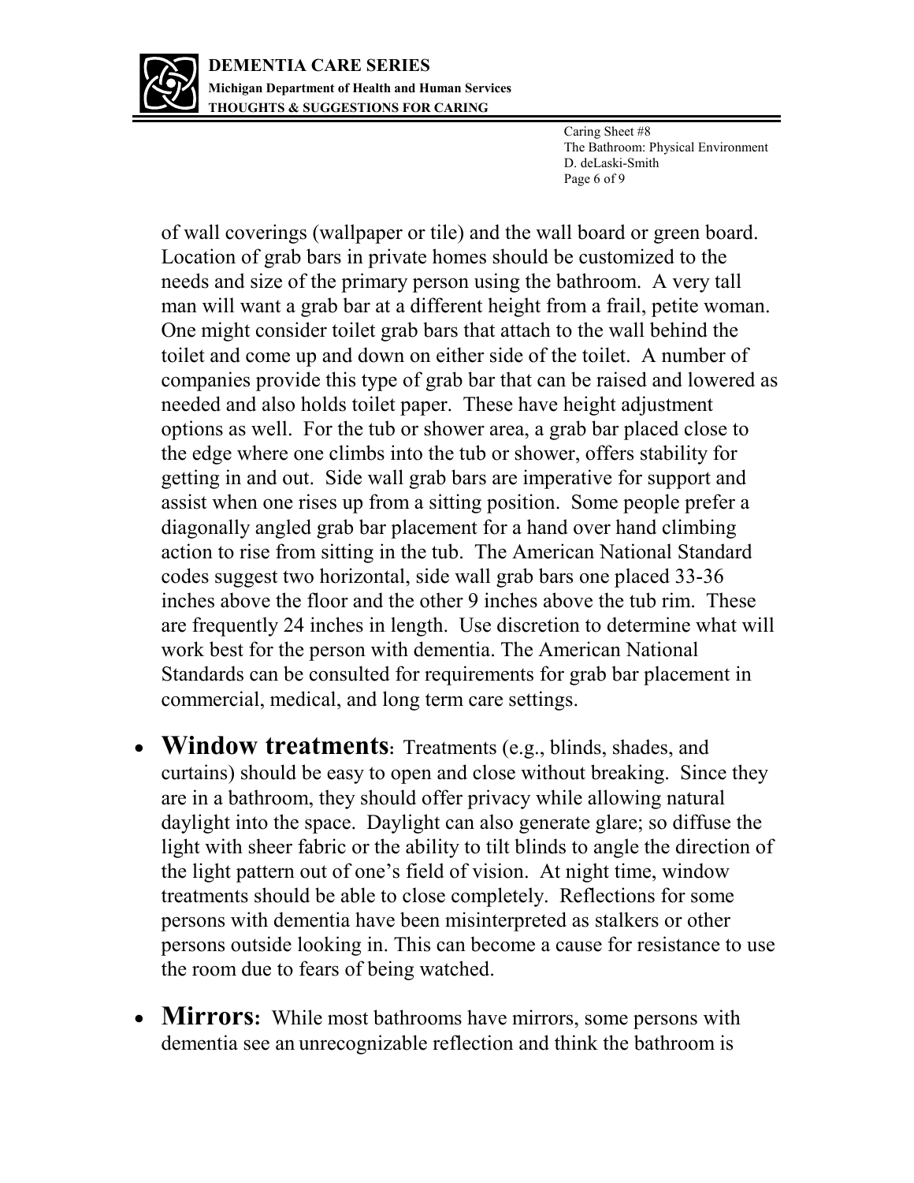of wall coverings (wallpaper or tile) and the wall board or green board. Location of grab bars in private homes should be customized to the needs and size of the primary person using the bathroom. A very tall man will want a grab bar at a different height from a frail, petite woman. One might consider toilet grab bars that attach to the wall behind the toilet and come up and down on either side of the toilet. A number of companies provide this type of grab bar that can be raised and lowered as needed and also holds toilet paper. These have height adjustment options as well. For the tub or shower area, a grab bar placed close to the edge where one climbs into the tub or shower, offers stability for getting in and out. Side wall grab bars are imperative for support and assist when one rises up from a sitting position. Some people prefer a diagonally angled grab bar placement for a hand over hand climbing action to rise from sitting in the tub. The American National Standard codes suggest two horizontal, side wall grab bars one placed 33-36 inches above the floor and the other 9 inches above the tub rim. These are frequently 24 inches in length. Use discretion to determine what will work best for the person with dementia. The American National Standards can be consulted for requirements for grab bar placement in commercial, medical, and long term care settings.

- **Window treatments:** Treatments (e.g., blinds, shades, and curtains) should be easy to open and close without breaking. Since they are in a bathroom, they should offer privacy while allowing natural daylight into the space. Daylight can also generate glare; so diffuse the light with sheer fabric or the ability to tilt blinds to angle the direction of the light pattern out of one's field of vision. At night time, window treatments should be able to close completely. Reflections for some persons with dementia have been misinterpreted as stalkers or other persons outside looking in. This can become a cause for resistance to use the room due to fears of being watched.

- **Mirrors:** While most bathrooms have mirrors, some persons with dementia see an unrecognizable reflection and think the bathroom is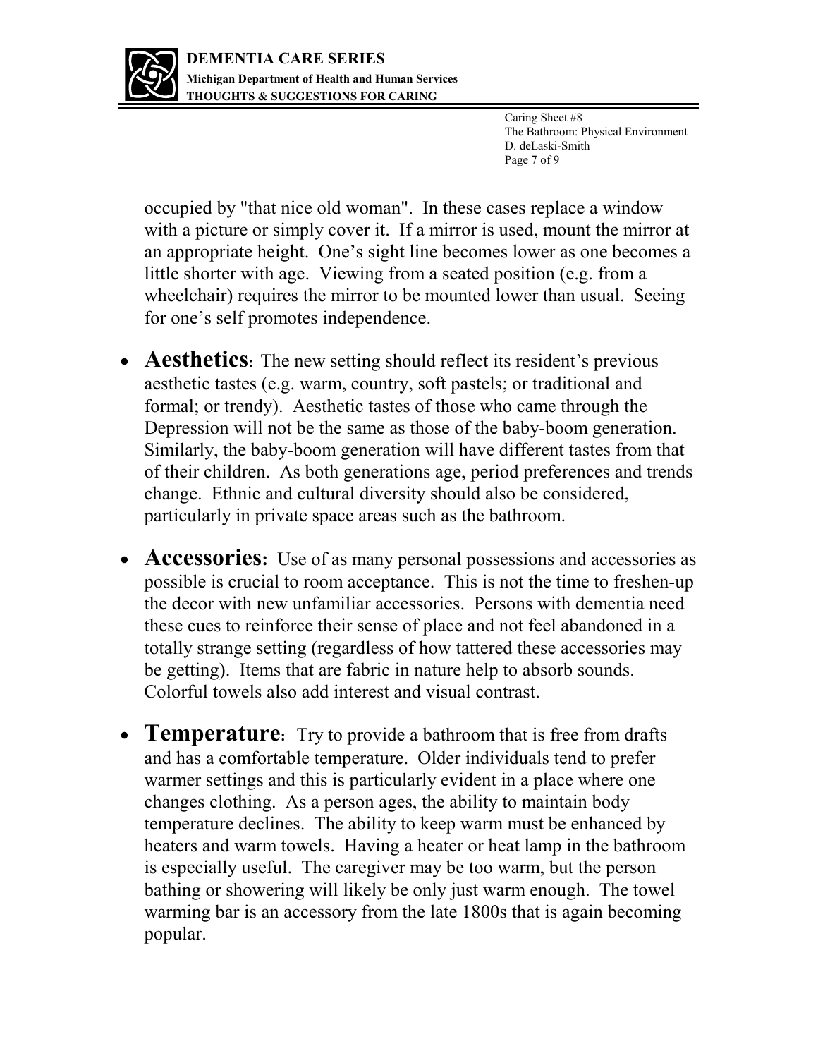occupied by "that nice old woman". In these cases replace a window with a picture or simply cover it. If a mirror is used, mount the mirror at an appropriate height. One's sight line becomes lower as one becomes a little shorter with age. Viewing from a seated position (e.g. from a wheelchair) requires the mirror to be mounted lower than usual. Seeing for one's self promotes independence.

- **Aesthetics:** The new setting should reflect its resident's previous aesthetic tastes (e.g. warm, country, soft pastels; or traditional and formal; or trendy). Aesthetic tastes of those who came through the Depression will not be the same as those of the baby-boom generation. Similarly, the baby-boom generation will have different tastes from that of their children. As both generations age, period preferences and trends change. Ethnic and cultural diversity should also be considered, particularly in private space areas such as the bathroom.

- **Accessories:** Use of as many personal possessions and accessories as possible is crucial to room acceptance. This is not the time to freshen-up the decor with new unfamiliar accessories. Persons with dementia need these cues to reinforce their sense of place and not feel abandoned in a totally strange setting (regardless of how tattered these accessories may be getting). Items that are fabric in nature help to absorb sounds. Colorful towels also add interest and visual contrast.

- **Temperature:** Try to provide a bathroom that is free from drafts and has a comfortable temperature. Older individuals tend to prefer warmer settings and this is particularly evident in a place where one changes clothing. As a person ages, the ability to maintain body temperature declines. The ability to keep warm must be enhanced by heaters and warm towels. Having a heater or heat lamp in the bathroom is especially useful. The caregiver may be too warm, but the person bathing or showering will likely be only just warm enough. The towel warming bar is an accessory from the late 1800s that is again becoming popular.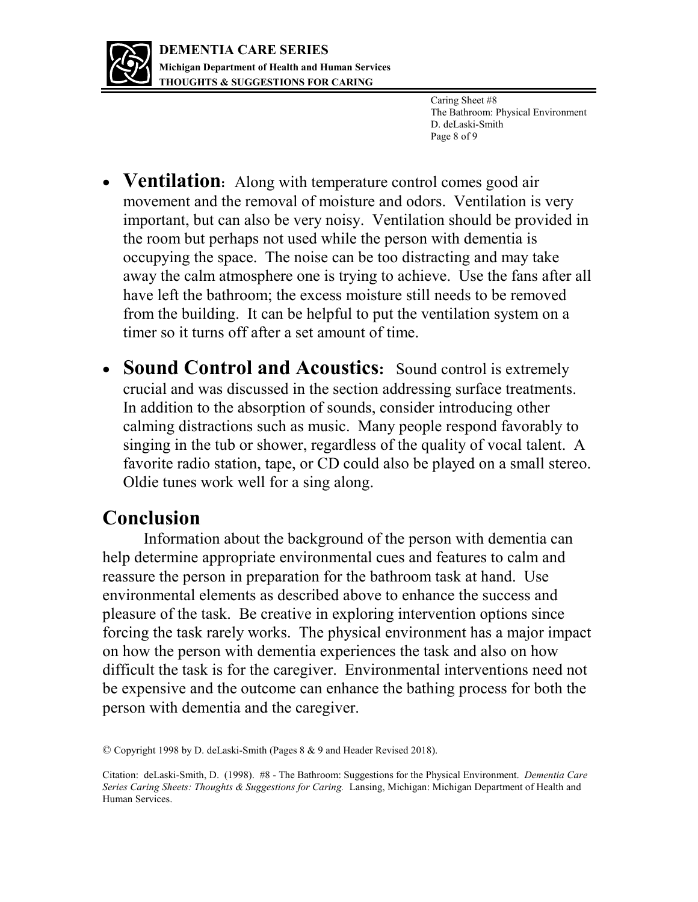- **Ventilation:** Along with temperature control comes good air movement and the removal of moisture and odors. Ventilation is very important, but can also be very noisy. Ventilation should be provided in the room but perhaps not used while the person with dementia is occupying the space. The noise can be too distracting and may take away the calm atmosphere one is trying to achieve. Use the fans after all have left the bathroom; the excess moisture still needs to be removed from the building. It can be helpful to put the ventilation system on a timer so it turns off after a set amount of time.

- **Sound Control and Acoustics:** Sound control is extremely crucial and was discussed in the section addressing surface treatments. In addition to the absorption of sounds, consider introducing other calming distractions such as music. Many people respond favorably to singing in the tub or shower, regardless of the quality of vocal talent. A favorite radio station, tape, or CD could also be played on a small stereo. Oldie tunes work well for a sing along.

## Conclusion

Information about the background of the person with dementia can help determine appropriate environmental cues and features to calm and reassure the person in preparation for the bathroom task at hand. Use environmental elements as described above to enhance the success and pleasure of the task. Be creative in exploring intervention options since forcing the task rarely works. The physical environment has a major impact on how the person with dementia experiences the task and also on how difficult the task is for the caregiver. Environmental interventions need not be expensive and the outcome can enhance the bathing process for both the person with dementia and the caregiver.

© Copyright 1998 by D. deLaski-Smith (Pages 8 & 9 and Header Revised 2018).

Citation: deLaski-Smith, D. (1998). #8 - The Bathroom: Suggestions for the Physical Environment. *Dementia Care Series Caring Sheets: Thoughts & Suggestions for Caring.* Lansing, Michigan: Michigan Department of Health and Human Services.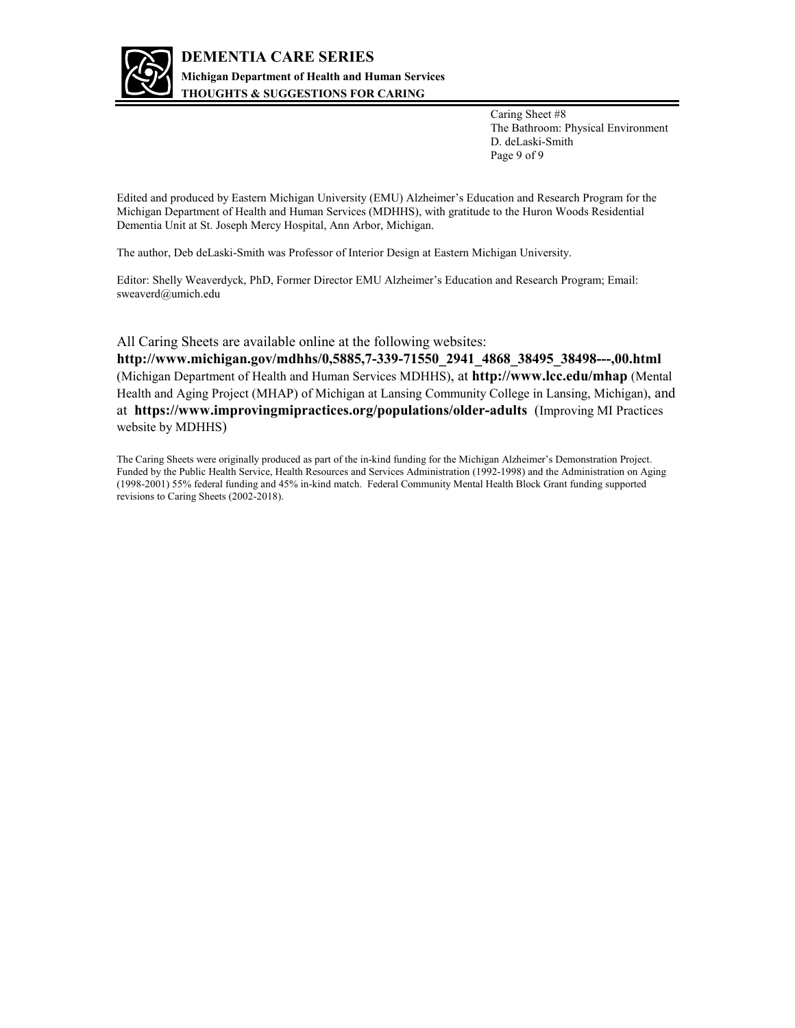Edited and produced by Eastern Michigan University (EMU) Alzheimer's Education and Research Program for the Michigan Department of Health and Human Services (MDHHS), with gratitude to the Huron Woods Residential Dementia Unit at St. Joseph Mercy Hospital, Ann Arbor, Michigan.

The author, Deb deLaski-Smith was Professor of Interior Design at Eastern Michigan University.

Editor: Shelly Weaverdyck, PhD, Former Director EMU Alzheimer's Education and Research Program; Email: sweaverd@umich.edu

All Caring Sheets are available online at the following websites:
**http://www.michigan.gov/mdhhs/0,5885,7-339-71550_2941_4868_38495_38498---,00.html** (Michigan Department of Health and Human Services MDHHS), at **http://www.lcc.edu/mhap** (Mental Health and Aging Project (MHAP) of Michigan at Lansing Community College in Lansing, Michigan), and at **https://www.improvingmipractices.org/populations/older-adults** (Improving MI Practices website by MDHHS)

The Caring Sheets were originally produced as part of the in-kind funding for the Michigan Alzheimer's Demonstration Project. Funded by the Public Health Service, Health Resources and Services Administration (1992-1998) and the Administration on Aging (1998-2001) 55% federal funding and 45% in-kind match. Federal Community Mental Health Block Grant funding supported revisions to Caring Sheets (2002-2018).